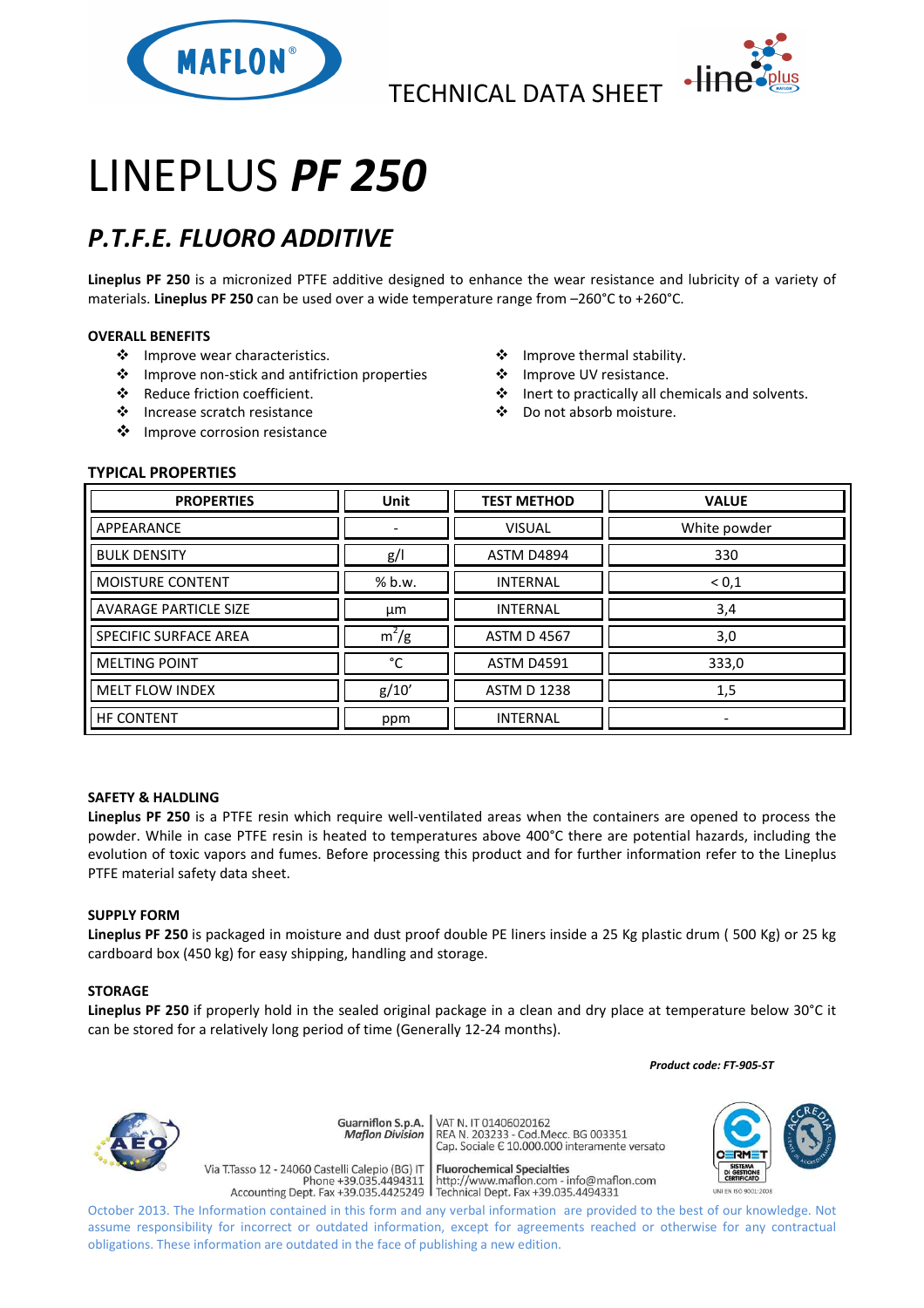TECHNICAL DATA SHEET

# LINEPLUS ***PF 250***

## *P.T.F.E. FLUORO ADDITIVE*

**Lineplus PF 250** is a micronized PTFE additive designed to enhance the wear resistance and lubricity of a variety of materials. **Lineplus PF 250** can be used over a wide temperature range from –260°C to +260°C.

### OVERALL BENEFITS

- Improve wear characteristics.
- Improve non-stick and antifriction properties
- Reduce friction coefficient.
- Increase scratch resistance
- Improve corrosion resistance
- Improve thermal stability.
- Improve UV resistance.
- Inert to practically all chemicals and solvents.
- Do not absorb moisture.

### TYPICAL PROPERTIES

| PROPERTIES | Unit | TEST METHOD | VALUE |
|---|---|---|---|
| APPEARANCE | - | VISUAL | White powder |
| BULK DENSITY | g/l | ASTM D4894 | 330 |
| MOISTURE CONTENT | % b.w. | INTERNAL | < 0,1 |
| AVARAGE PARTICLE SIZE | µm | INTERNAL | 3,4 |
| SPECIFIC SURFACE AREA | $m^2/g$ | ASTM D 4567 | 3,0 |
| MELTING POINT | °C | ASTM D4591 | 333,0 |
| MELT FLOW INDEX | g/10' | ASTM D 1238 | 1,5 |
| HF CONTENT | ppm | INTERNAL | - |

### SAFETY & HALDLING

**Lineplus PF 250** is a PTFE resin which require well-ventilated areas when the containers are opened to process the powder. While in case PTFE resin is heated to temperatures above 400°C there are potential hazards, including the evolution of toxic vapors and fumes. Before processing this product and for further information refer to the Lineplus PTFE material safety data sheet.

### SUPPLY FORM

**Lineplus PF 250** is packaged in moisture and dust proof double PE liners inside a 25 Kg plastic drum ( 500 Kg) or 25 kg cardboard box (450 kg) for easy shipping, handling and storage.

### STORAGE

**Lineplus PF 250** if properly hold in the sealed original package in a clean and dry place at temperature below 30°C it can be stored for a relatively long period of time (Generally 12-24 months).

***Product code: FT-905-ST***

Guarniflon S.p.A. *Maflon Division*
Via T.Tasso 12 - 24060 Castelli Calepio (BG) IT
Phone +39.035.4494311
Accounting Dept. Fax +39.035.4425249

VAT N. IT 01406020162
REA N. 203233 - Cod.Mecc. BG 003351
Cap. Sociale € 10.000.000 interamente versato
Fluorochemical Specialties
http://www.maflon.com - info@maflon.com
Technical Dept. Fax +39.035.4494331

UNI EN ISO 9001:2008

October 2013. The Information contained in this form and any verbal information are provided to the best of our knowledge. Not assume responsibility for incorrect or outdated information, except for agreements reached or otherwise for any contractual obligations. These information are outdated in the face of publishing a new edition.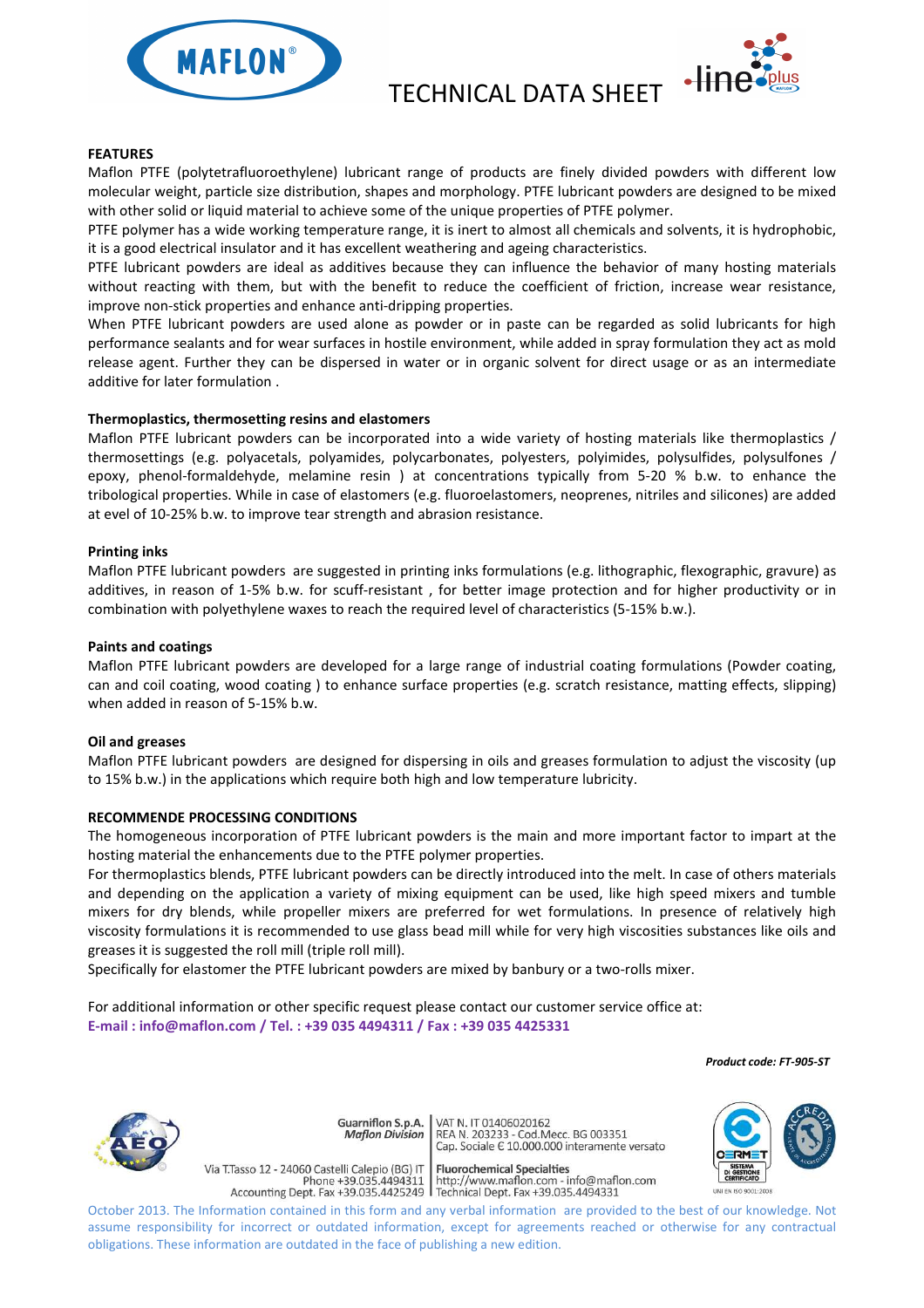# TECHNICAL DATA SHEET

**FEATURES**

Maflon PTFE (polytetrafluoroethylene) lubricant range of products are finely divided powders with different low molecular weight, particle size distribution, shapes and morphology. PTFE lubricant powders are designed to be mixed with other solid or liquid material to achieve some of the unique properties of PTFE polymer.

PTFE polymer has a wide working temperature range, it is inert to almost all chemicals and solvents, it is hydrophobic, it is a good electrical insulator and it has excellent weathering and ageing characteristics.

PTFE lubricant powders are ideal as additives because they can influence the behavior of many hosting materials without reacting with them, but with the benefit to reduce the coefficient of friction, increase wear resistance, improve non-stick properties and enhance anti-dripping properties.

When PTFE lubricant powders are used alone as powder or in paste can be regarded as solid lubricants for high performance sealants and for wear surfaces in hostile environment, while added in spray formulation they act as mold release agent. Further they can be dispersed in water or in organic solvent for direct usage or as an intermediate additive for later formulation .

**Thermoplastics, thermosetting resins and elastomers**

Maflon PTFE lubricant powders can be incorporated into a wide variety of hosting materials like thermoplastics / thermosettings (e.g. polyacetals, polyamides, polycarbonates, polyesters, polyimides, polysulfides, polysulfones / epoxy, phenol-formaldehyde, melamine resin ) at concentrations typically from 5-20 % b.w. to enhance the tribological properties. While in case of elastomers (e.g. fluoroelastomers, neoprenes, nitriles and silicones) are added at evel of 10-25% b.w. to improve tear strength and abrasion resistance.

**Printing inks**

Maflon PTFE lubricant powders are suggested in printing inks formulations (e.g. lithographic, flexographic, gravure) as additives, in reason of 1-5% b.w. for scuff-resistant , for better image protection and for higher productivity or in combination with polyethylene waxes to reach the required level of characteristics (5-15% b.w.).

**Paints and coatings**

Maflon PTFE lubricant powders are developed for a large range of industrial coating formulations (Powder coating, can and coil coating, wood coating ) to enhance surface properties (e.g. scratch resistance, matting effects, slipping) when added in reason of 5-15% b.w.

**Oil and greases**

Maflon PTFE lubricant powders are designed for dispersing in oils and greases formulation to adjust the viscosity (up to 15% b.w.) in the applications which require both high and low temperature lubricity.

**RECOMMENDE PROCESSING CONDITIONS**

The homogeneous incorporation of PTFE lubricant powders is the main and more important factor to impart at the hosting material the enhancements due to the PTFE polymer properties.

For thermoplastics blends, PTFE lubricant powders can be directly introduced into the melt. In case of others materials and depending on the application a variety of mixing equipment can be used, like high speed mixers and tumble mixers for dry blends, while propeller mixers are preferred for wet formulations. In presence of relatively high viscosity formulations it is recommended to use glass bead mill while for very high viscosities substances like oils and greases it is suggested the roll mill (triple roll mill).

Specifically for elastomer the PTFE lubricant powders are mixed by banbury or a two-rolls mixer.

For additional information or other specific request please contact our customer service office at:
**E-mail : info@maflon.com / Tel. : +39 035 4494311 / Fax : +39 035 4425331**

***Product code: FT-905-ST***

October 2013. The Information contained in this form and any verbal information are provided to the best of our knowledge. Not assume responsibility for incorrect or outdated information, except for agreements reached or otherwise for any contractual obligations. These information are outdated in the face of publishing a new edition.